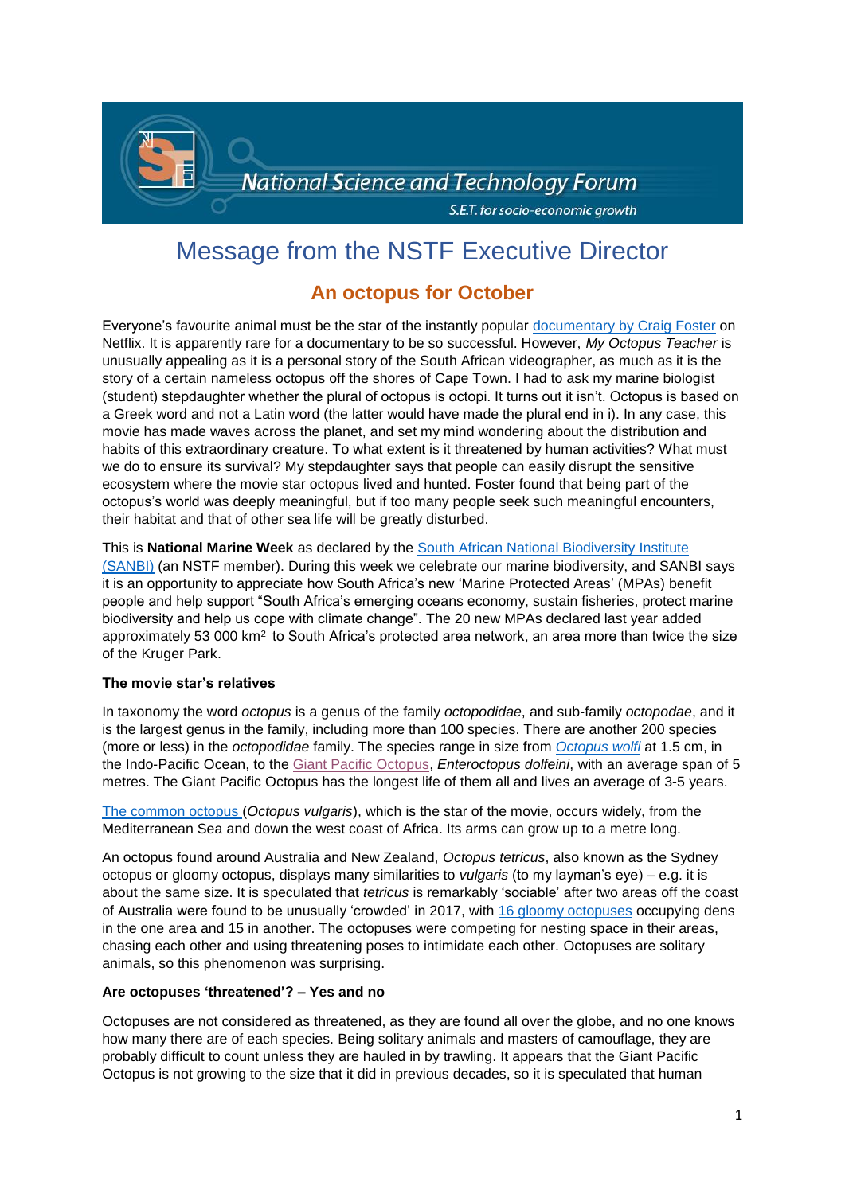National Science and Technology Forum

S.E.T. for socio-economic growth

# Message from the NSTF Executive Director

## An octopus for October

Everyone's favourite animal must be the star of the instantly popular documentary by Craig Foster on Netflix. It is apparently rare for a documentary to be so successful. However, *My Octopus Teacher* is unusually appealing as it is a personal story of the South African videographer, as much as it is the story of a certain nameless octopus off the shores of Cape Town. I had to ask my marine biologist (student) stepdaughter whether the plural of octopus is octopi. It turns out it isn't. Octopus is based on a Greek word and not a Latin word (the latter would have made the plural end in i). In any case, this movie has made waves across the planet, and set my mind wondering about the distribution and habits of this extraordinary creature. To what extent is it threatened by human activities? What must we do to ensure its survival? My stepdaughter says that people can easily disrupt the sensitive ecosystem where the movie star octopus lived and hunted. Foster found that being part of the octopus's world was deeply meaningful, but if too many people seek such meaningful encounters, their habitat and that of other sea life will be greatly disturbed.

This is **National Marine Week** as declared by the South African National Biodiversity Institute (SANBI) (an NSTF member). During this week we celebrate our marine biodiversity, and SANBI says it is an opportunity to appreciate how South Africa's new 'Marine Protected Areas' (MPAs) benefit people and help support "South Africa's emerging oceans economy, sustain fisheries, protect marine biodiversity and help us cope with climate change". The 20 new MPAs declared last year added approximately 53 000 km$^2$ to South Africa's protected area network, an area more than twice the size of the Kruger Park.

**The movie star's relatives**

In taxonomy the word *octopus* is a genus of the family *octopodidae*, and sub-family *octopodae*, and it is the largest genus in the family, including more than 100 species. There are another 200 species (more or less) in the *octopodidae* family. The species range in size from *Octopus wolfi* at 1.5 cm, in the Indo-Pacific Ocean, to the Giant Pacific Octopus, *Enteroctopus dolfeini*, with an average span of 5 metres. The Giant Pacific Octopus has the longest life of them all and lives an average of 3-5 years.

The common octopus (*Octopus vulgaris*), which is the star of the movie, occurs widely, from the Mediterranean Sea and down the west coast of Africa. Its arms can grow up to a metre long.

An octopus found around Australia and New Zealand, *Octopus tetricus*, also known as the Sydney octopus or gloomy octopus, displays many similarities to *vulgaris* (to my layman's eye) – e.g. it is about the same size. It is speculated that *tetricus* is remarkably 'sociable' after two areas off the coast of Australia were found to be unusually 'crowded' in 2017, with 16 gloomy octopuses occupying dens in the one area and 15 in another. The octopuses were competing for nesting space in their areas, chasing each other and using threatening poses to intimidate each other. Octopuses are solitary animals, so this phenomenon was surprising.

**Are octopuses 'threatened'? – Yes and no**

Octopuses are not considered as threatened, as they are found all over the globe, and no one knows how many there are of each species. Being solitary animals and masters of camouflage, they are probably difficult to count unless they are hauled in by trawling. It appears that the Giant Pacific Octopus is not growing to the size that it did in previous decades, so it is speculated that human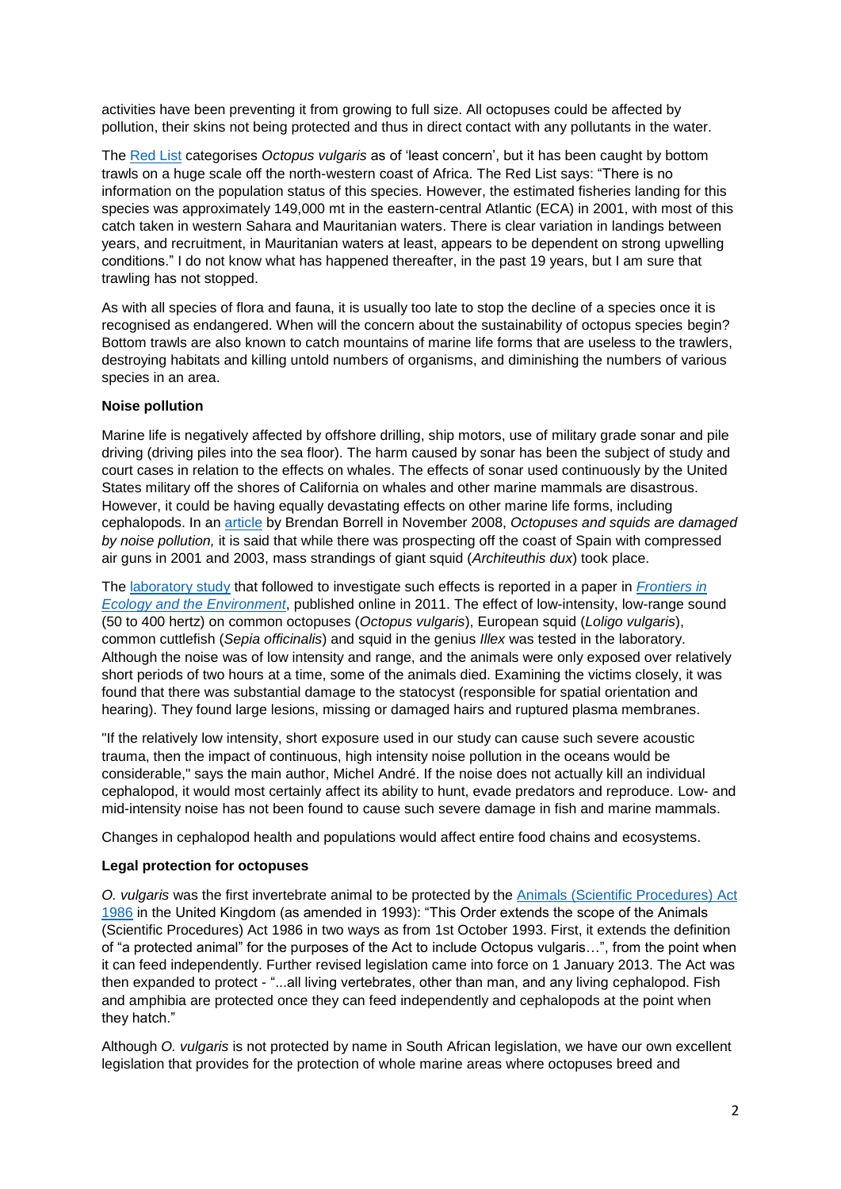activities have been preventing it from growing to full size. All octopuses could be affected by pollution, their skins not being protected and thus in direct contact with any pollutants in the water.

The Red List categorises *Octopus vulgaris* as of 'least concern', but it has been caught by bottom trawls on a huge scale off the north-western coast of Africa. The Red List says: "There is no information on the population status of this species. However, the estimated fisheries landing for this species was approximately 149,000 mt in the eastern-central Atlantic (ECA) in 2001, with most of this catch taken in western Sahara and Mauritanian waters. There is clear variation in landings between years, and recruitment, in Mauritanian waters at least, appears to be dependent on strong upwelling conditions." I do not know what has happened thereafter, in the past 19 years, but I am sure that trawling has not stopped.

As with all species of flora and fauna, it is usually too late to stop the decline of a species once it is recognised as endangered. When will the concern about the sustainability of octopus species begin? Bottom trawls are also known to catch mountains of marine life forms that are useless to the trawlers, destroying habitats and killing untold numbers of organisms, and diminishing the numbers of various species in an area.

**Noise pollution**

Marine life is negatively affected by offshore drilling, ship motors, use of military grade sonar and pile driving (driving piles into the sea floor). The harm caused by sonar has been the subject of study and court cases in relation to the effects on whales. The effects of sonar used continuously by the United States military off the shores of California on whales and other marine mammals are disastrous. However, it could be having equally devastating effects on other marine life forms, including cephalopods. In an article by Brendan Borrell in November 2008, *Octopuses and squids are damaged by noise pollution,* it is said that while there was prospecting off the coast of Spain with compressed air guns in 2001 and 2003, mass strandings of giant squid (*Architeuthis dux*) took place.

The laboratory study that followed to investigate such effects is reported in a paper in *Frontiers in Ecology and the Environment*, published online in 2011. The effect of low-intensity, low-range sound (50 to 400 hertz) on common octopuses (*Octopus vulgaris*), European squid (*Loligo vulgaris*), common cuttlefish (*Sepia officinalis*) and squid in the genius *Illex* was tested in the laboratory. Although the noise was of low intensity and range, and the animals were only exposed over relatively short periods of two hours at a time, some of the animals died. Examining the victims closely, it was found that there was substantial damage to the statocyst (responsible for spatial orientation and hearing). They found large lesions, missing or damaged hairs and ruptured plasma membranes.

"If the relatively low intensity, short exposure used in our study can cause such severe acoustic trauma, then the impact of continuous, high intensity noise pollution in the oceans would be considerable," says the main author, Michel André. If the noise does not actually kill an individual cephalopod, it would most certainly affect its ability to hunt, evade predators and reproduce. Low- and mid-intensity noise has not been found to cause such severe damage in fish and marine mammals.

Changes in cephalopod health and populations would affect entire food chains and ecosystems.

**Legal protection for octopuses**

*O. vulgaris* was the first invertebrate animal to be protected by the Animals (Scientific Procedures) Act 1986 in the United Kingdom (as amended in 1993): "This Order extends the scope of the Animals (Scientific Procedures) Act 1986 in two ways as from 1st October 1993. First, it extends the definition of "a protected animal" for the purposes of the Act to include Octopus vulgaris…", from the point when it can feed independently. Further revised legislation came into force on 1 January 2013. The Act was then expanded to protect - "...all living vertebrates, other than man, and any living cephalopod. Fish and amphibia are protected once they can feed independently and cephalopods at the point when they hatch."

Although *O. vulgaris* is not protected by name in South African legislation, we have our own excellent legislation that provides for the protection of whole marine areas where octopuses breed and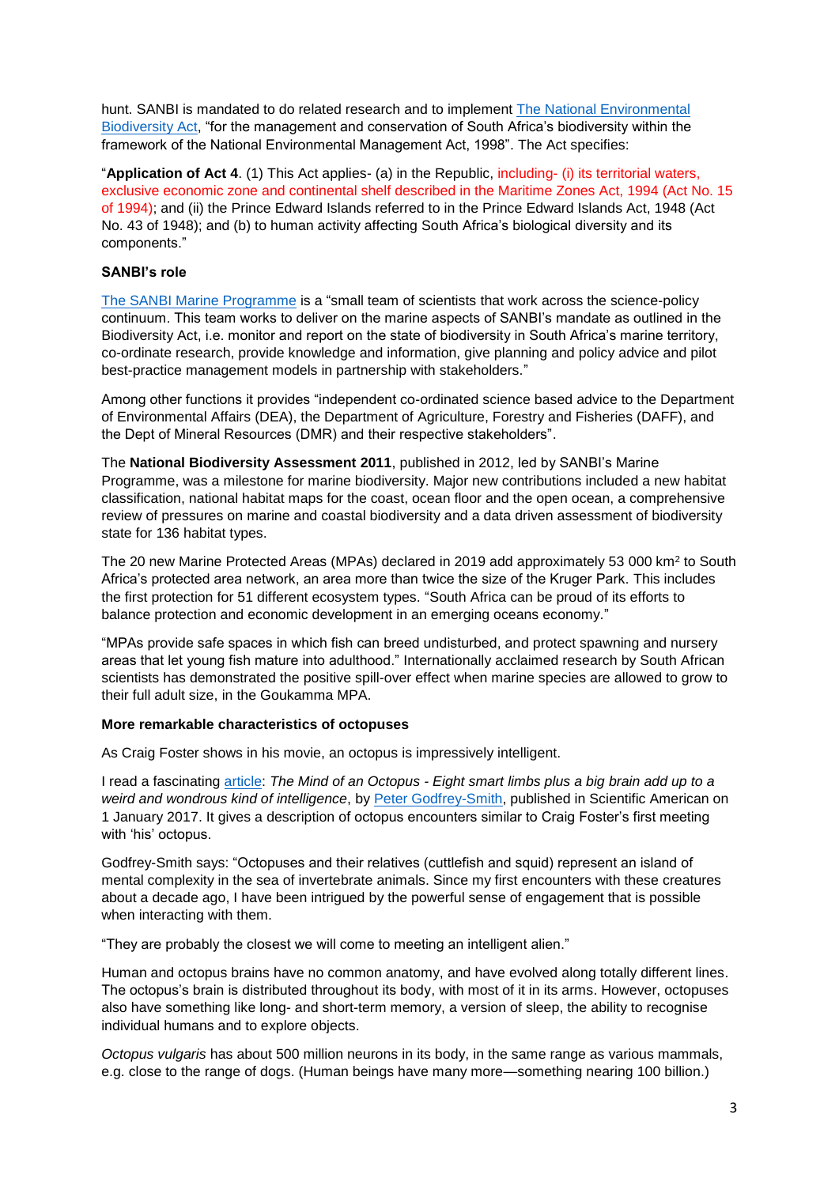hunt. SANBI is mandated to do related research and to implement The National Environmental Biodiversity Act, "for the management and conservation of South Africa's biodiversity within the framework of the National Environmental Management Act, 1998". The Act specifies:

"**Application of Act 4**. (1) This Act applies- (a) in the Republic, including- (i) its territorial waters, exclusive economic zone and continental shelf described in the Maritime Zones Act, 1994 (Act No. 15 of 1994); and (ii) the Prince Edward Islands referred to in the Prince Edward Islands Act, 1948 (Act No. 43 of 1948); and (b) to human activity affecting South Africa's biological diversity and its components."

**SANBI's role**

The SANBI Marine Programme is a "small team of scientists that work across the science-policy continuum. This team works to deliver on the marine aspects of SANBI's mandate as outlined in the Biodiversity Act, i.e. monitor and report on the state of biodiversity in South Africa's marine territory, co-ordinate research, provide knowledge and information, give planning and policy advice and pilot best-practice management models in partnership with stakeholders."

Among other functions it provides "independent co-ordinated science based advice to the Department of Environmental Affairs (DEA), the Department of Agriculture, Forestry and Fisheries (DAFF), and the Dept of Mineral Resources (DMR) and their respective stakeholders".

The **National Biodiversity Assessment 2011**, published in 2012, led by SANBI's Marine Programme, was a milestone for marine biodiversity. Major new contributions included a new habitat classification, national habitat maps for the coast, ocean floor and the open ocean, a comprehensive review of pressures on marine and coastal biodiversity and a data driven assessment of biodiversity state for 136 habitat types.

The 20 new Marine Protected Areas (MPAs) declared in 2019 add approximately 53 000 km$^2$ to South Africa's protected area network, an area more than twice the size of the Kruger Park. This includes the first protection for 51 different ecosystem types. "South Africa can be proud of its efforts to balance protection and economic development in an emerging oceans economy."

"MPAs provide safe spaces in which fish can breed undisturbed, and protect spawning and nursery areas that let young fish mature into adulthood." Internationally acclaimed research by South African scientists has demonstrated the positive spill-over effect when marine species are allowed to grow to their full adult size, in the Goukamma MPA.

**More remarkable characteristics of octopuses**

As Craig Foster shows in his movie, an octopus is impressively intelligent.

I read a fascinating article: *The Mind of an Octopus - Eight smart limbs plus a big brain add up to a weird and wondrous kind of intelligence*, by Peter Godfrey-Smith, published in Scientific American on 1 January 2017. It gives a description of octopus encounters similar to Craig Foster's first meeting with 'his' octopus.

Godfrey-Smith says: "Octopuses and their relatives (cuttlefish and squid) represent an island of mental complexity in the sea of invertebrate animals. Since my first encounters with these creatures about a decade ago, I have been intrigued by the powerful sense of engagement that is possible when interacting with them.

"They are probably the closest we will come to meeting an intelligent alien."

Human and octopus brains have no common anatomy, and have evolved along totally different lines. The octopus's brain is distributed throughout its body, with most of it in its arms. However, octopuses also have something like long- and short-term memory, a version of sleep, the ability to recognise individual humans and to explore objects.

*Octopus vulgaris* has about 500 million neurons in its body, in the same range as various mammals, e.g. close to the range of dogs. (Human beings have many more—something nearing 100 billion.)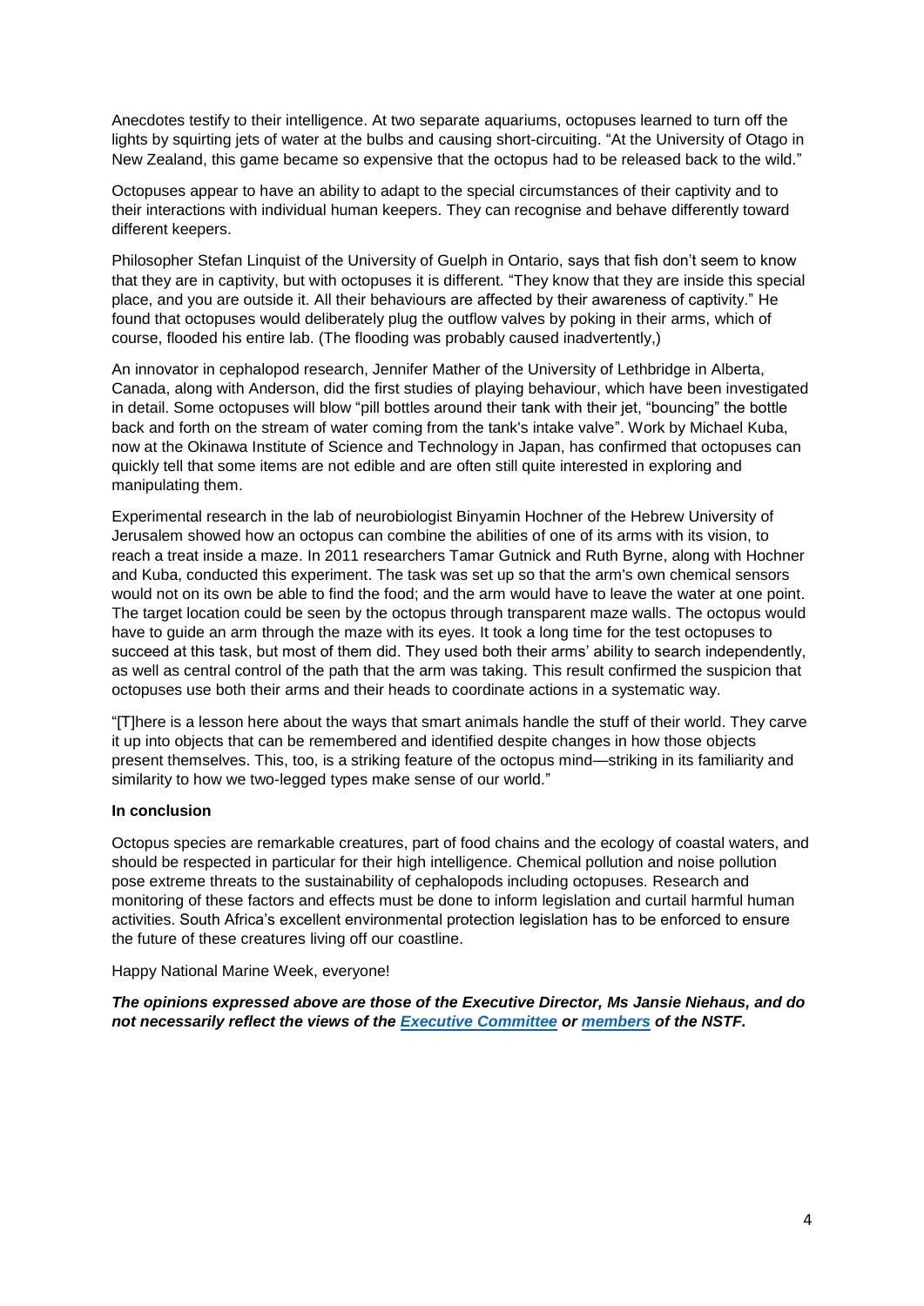Anecdotes testify to their intelligence. At two separate aquariums, octopuses learned to turn off the lights by squirting jets of water at the bulbs and causing short-circuiting. "At the University of Otago in New Zealand, this game became so expensive that the octopus had to be released back to the wild."

Octopuses appear to have an ability to adapt to the special circumstances of their captivity and to their interactions with individual human keepers. They can recognise and behave differently toward different keepers.

Philosopher Stefan Linquist of the University of Guelph in Ontario, says that fish don't seem to know that they are in captivity, but with octopuses it is different. "They know that they are inside this special place, and you are outside it. All their behaviours are affected by their awareness of captivity." He found that octopuses would deliberately plug the outflow valves by poking in their arms, which of course, flooded his entire lab. (The flooding was probably caused inadvertently,)

An innovator in cephalopod research, Jennifer Mather of the University of Lethbridge in Alberta, Canada, along with Anderson, did the first studies of playing behaviour, which have been investigated in detail. Some octopuses will blow "pill bottles around their tank with their jet, "bouncing" the bottle back and forth on the stream of water coming from the tank's intake valve". Work by Michael Kuba, now at the Okinawa Institute of Science and Technology in Japan, has confirmed that octopuses can quickly tell that some items are not edible and are often still quite interested in exploring and manipulating them.

Experimental research in the lab of neurobiologist Binyamin Hochner of the Hebrew University of Jerusalem showed how an octopus can combine the abilities of one of its arms with its vision, to reach a treat inside a maze. In 2011 researchers Tamar Gutnick and Ruth Byrne, along with Hochner and Kuba, conducted this experiment. The task was set up so that the arm's own chemical sensors would not on its own be able to find the food; and the arm would have to leave the water at one point. The target location could be seen by the octopus through transparent maze walls. The octopus would have to guide an arm through the maze with its eyes. It took a long time for the test octopuses to succeed at this task, but most of them did. They used both their arms' ability to search independently, as well as central control of the path that the arm was taking. This result confirmed the suspicion that octopuses use both their arms and their heads to coordinate actions in a systematic way.

"[T]here is a lesson here about the ways that smart animals handle the stuff of their world. They carve it up into objects that can be remembered and identified despite changes in how those objects present themselves. This, too, is a striking feature of the octopus mind—striking in its familiarity and similarity to how we two-legged types make sense of our world."

**In conclusion**

Octopus species are remarkable creatures, part of food chains and the ecology of coastal waters, and should be respected in particular for their high intelligence. Chemical pollution and noise pollution pose extreme threats to the sustainability of cephalopods including octopuses. Research and monitoring of these factors and effects must be done to inform legislation and curtail harmful human activities. South Africa's excellent environmental protection legislation has to be enforced to ensure the future of these creatures living off our coastline.

Happy National Marine Week, everyone!

***The opinions expressed above are those of the Executive Director, Ms Jansie Niehaus, and do not necessarily reflect the views of the Executive Committee or members of the NSTF.***